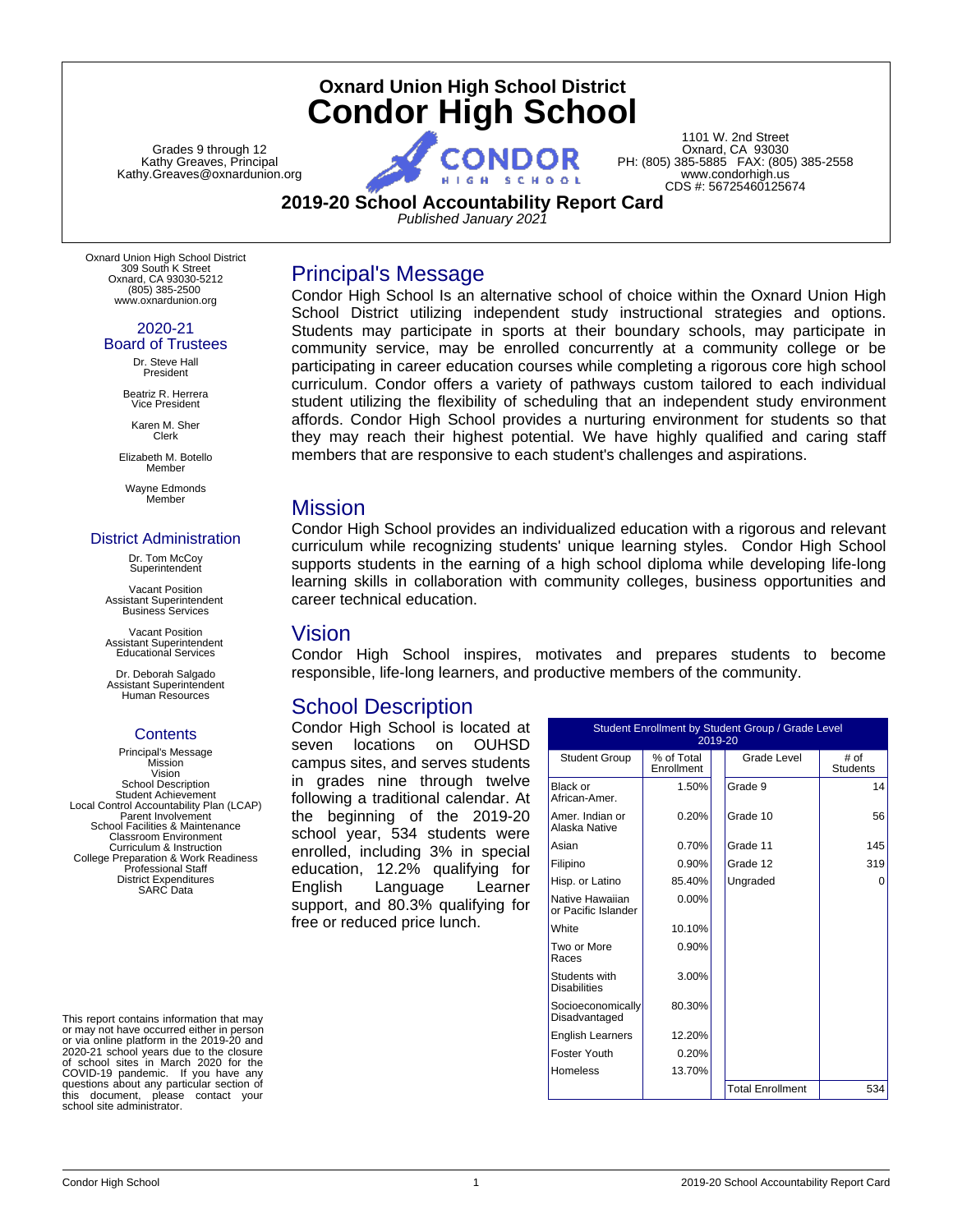# Oxnard Union High School District

# Condor High School

Grades 9 through 12
Kathy Greaves, Principal
Kathy.Greaves@oxnardunion.org

1101 W. 2nd Street
Oxnard, CA 93030
PH: (805) 385-5885 FAX: (805) 385-2558
www.condorhigh.us
CDS #: 56725460125674

## 2019-20 School Accountability Report Card

*Published January 2021*

Oxnard Union High School District
309 South K Street
Oxnard, CA 93030-5212
(805) 385-2500
www.oxnardunion.org

### 2020-21 Board of Trustees

Dr. Steve Hall
President

Beatriz R. Herrera
Vice President

Karen M. Sher
Clerk

Elizabeth M. Botello
Member

Wayne Edmonds
Member

### District Administration

Dr. Tom McCoy
Superintendent

Vacant Position
Assistant Superintendent
Business Services

Vacant Position
Assistant Superintendent
Educational Services

Dr. Deborah Salgado
Assistant Superintendent
Human Resources

### Contents

Principal's Message
Mission
Vision
School Description
Student Achievement
Local Control Accountability Plan (LCAP)
Parent Involvement
School Facilities & Maintenance
Classroom Environment
Curriculum & Instruction
College Preparation & Work Readiness
Professional Staff
District Expenditures
SARC Data

This report contains information that may or may not have occurred either in person or via online platform in the 2019-20 and 2020-21 school years due to the closure of school sites in March 2020 for the COVID-19 pandemic. If you have any questions about any particular section of this document, please contact your school site administrator.

## Principal's Message

Condor High School Is an alternative school of choice within the Oxnard Union High School District utilizing independent study instructional strategies and options. Students may participate in sports at their boundary schools, may participate in community service, may be enrolled concurrently at a community college or be participating in career education courses while completing a rigorous core high school curriculum. Condor offers a variety of pathways custom tailored to each individual student utilizing the flexibility of scheduling that an independent study environment affords. Condor High School provides a nurturing environment for students so that they may reach their highest potential. We have highly qualified and caring staff members that are responsive to each student's challenges and aspirations.

## Mission

Condor High School provides an individualized education with a rigorous and relevant curriculum while recognizing students' unique learning styles. Condor High School supports students in the earning of a high school diploma while developing life-long learning skills in collaboration with community colleges, business opportunities and career technical education.

## Vision

Condor High School inspires, motivates and prepares students to become responsible, life-long learners, and productive members of the community.

## School Description

Condor High School is located at seven locations on OUHSD campus sites, and serves students in grades nine through twelve following a traditional calendar. At the beginning of the 2019-20 school year, 534 students were enrolled, including 3% in special education, 12.2% qualifying for English Language Learner support, and 80.3% qualifying for free or reduced price lunch.

| Student Enrollment by Student Group / Grade Level 2019-20 | | | |
|---|---|---|---|
| Student Group | % of Total Enrollment | Grade Level | # of Students |
| Black or African-Amer. | 1.50% | Grade 9 | 14 |
| Amer. Indian or Alaska Native | 0.20% | Grade 10 | 56 |
| Asian | 0.70% | Grade 11 | 145 |
| Filipino | 0.90% | Grade 12 | 319 |
| Hisp. or Latino | 85.40% | Ungraded | 0 |
| Native Hawaiian or Pacific Islander | 0.00% | | |
| White | 10.10% | | |
| Two or More Races | 0.90% | | |
| Students with Disabilities | 3.00% | | |
| Socioeconomically Disadvantaged | 80.30% | | |
| English Learners | 12.20% | | |
| Foster Youth | 0.20% | | |
| Homeless | 13.70% | | |
| | | Total Enrollment | 534 |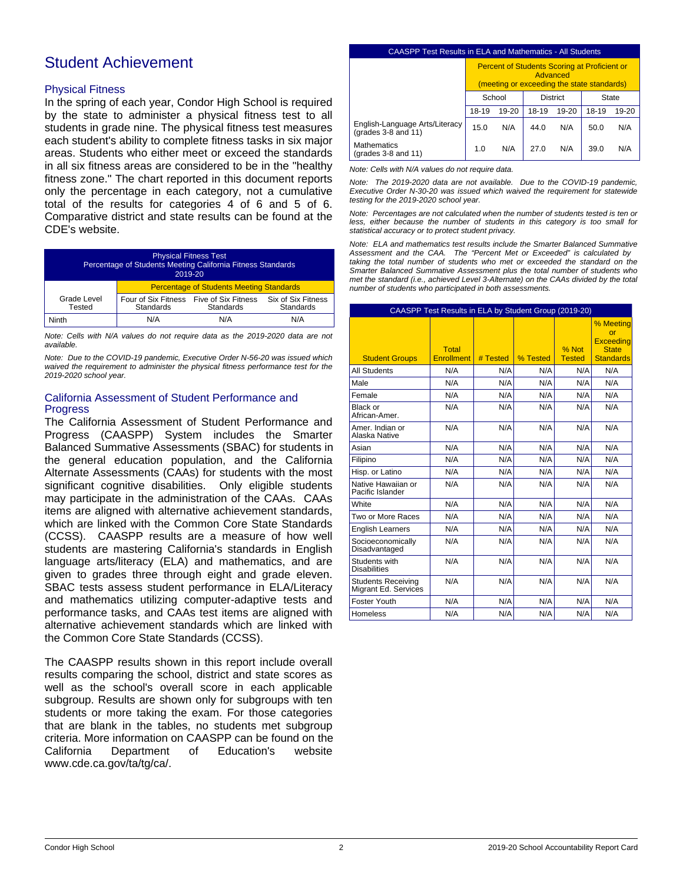# Student Achievement

## Physical Fitness

In the spring of each year, Condor High School is required by the state to administer a physical fitness test to all students in grade nine. The physical fitness test measures each student's ability to complete fitness tasks in six major areas. Students who either meet or exceed the standards in all six fitness areas are considered to be in the "healthy fitness zone." The chart reported in this document reports only the percentage in each category, not a cumulative total of the results for categories 4 of 6 and 5 of 6. Comparative district and state results can be found at the CDE's website.

| Physical Fitness Test<br>Percentage of Students Meeting California Fitness Standards<br>2019-20 | | | |
|---|---|---|---|
| Grade Level Tested | Percentage of Students Meeting Standards | | |
| | Four of Six Fitness Standards | Five of Six Fitness Standards | Six of Six Fitness Standards |
| Ninth | N/A | N/A | N/A |

*Note: Cells with N/A values do not require data as the 2019-2020 data are not available.*

*Note: Due to the COVID-19 pandemic, Executive Order N-56-20 was issued which waived the requirement to administer the physical fitness performance test for the 2019-2020 school year.*

## California Assessment of Student Performance and Progress

The California Assessment of Student Performance and Progress (CAASPP) System includes the Smarter Balanced Summative Assessments (SBAC) for students in the general education population, and the California Alternate Assessments (CAAs) for students with the most significant cognitive disabilities. Only eligible students may participate in the administration of the CAAs. CAAs items are aligned with alternative achievement standards, which are linked with the Common Core State Standards (CCSS). CAASPP results are a measure of how well students are mastering California's standards in English language arts/literacy (ELA) and mathematics, and are given to grades three through eight and grade eleven. SBAC tests assess student performance in ELA/Literacy and mathematics utilizing computer-adaptive tests and performance tasks, and CAAs test items are aligned with alternative achievement standards which are linked with the Common Core State Standards (CCSS).

The CAASPP results shown in this report include overall results comparing the school, district and state scores as well as the school's overall score in each applicable subgroup. Results are shown only for subgroups with ten students or more taking the exam. For those categories that are blank in the tables, no students met subgroup criteria. More information on CAASPP can be found on the California Department of Education's website www.cde.ca.gov/ta/tg/ca/.

| CAASPP Test Results in ELA and Mathematics - All Students | | | | | | |
|---|---|---|---|---|---|---|
| | Percent of Students Scoring at Proficient or Advanced (meeting or exceeding the state standards) | | | | | |
| | School | | District | | State | |
| | 18-19 | 19-20 | 18-19 | 19-20 | 18-19 | 19-20 |
| English-Language Arts/Literacy (grades 3-8 and 11) | 15.0 | N/A | 44.0 | N/A | 50.0 | N/A |
| Mathematics (grades 3-8 and 11) | 1.0 | N/A | 27.0 | N/A | 39.0 | N/A |

*Note: Cells with N/A values do not require data.*

*Note: The 2019-2020 data are not available. Due to the COVID-19 pandemic, Executive Order N-30-20 was issued which waived the requirement for statewide testing for the 2019-2020 school year.*

*Note: Percentages are not calculated when the number of students tested is ten or less, either because the number of students in this category is too small for statistical accuracy or to protect student privacy.*

*Note: ELA and mathematics test results include the Smarter Balanced Summative Assessment and the CAA. The "Percent Met or Exceeded" is calculated by taking the total number of students who met or exceeded the standard on the Smarter Balanced Summative Assessment plus the total number of students who met the standard (i.e., achieved Level 3-Alternate) on the CAAs divided by the total number of students who participated in both assessments.*

| CAASPP Test Results in ELA by Student Group (2019-20) | | | | | |
|---|---|---|---|---|---|
| Student Groups | Total Enrollment | # Tested | % Tested | % Not Tested | % Meeting or Exceeding State Standards |
| All Students | N/A | N/A | N/A | N/A | N/A |
| Male | N/A | N/A | N/A | N/A | N/A |
| Female | N/A | N/A | N/A | N/A | N/A |
| Black or African-Amer. | N/A | N/A | N/A | N/A | N/A |
| Amer. Indian or Alaska Native | N/A | N/A | N/A | N/A | N/A |
| Asian | N/A | N/A | N/A | N/A | N/A |
| Filipino | N/A | N/A | N/A | N/A | N/A |
| Hisp. or Latino | N/A | N/A | N/A | N/A | N/A |
| Native Hawaiian or Pacific Islander | N/A | N/A | N/A | N/A | N/A |
| White | N/A | N/A | N/A | N/A | N/A |
| Two or More Races | N/A | N/A | N/A | N/A | N/A |
| English Learners | N/A | N/A | N/A | N/A | N/A |
| Socioeconomically Disadvantaged | N/A | N/A | N/A | N/A | N/A |
| Students with Disabilities | N/A | N/A | N/A | N/A | N/A |
| Students Receiving Migrant Ed. Services | N/A | N/A | N/A | N/A | N/A |
| Foster Youth | N/A | N/A | N/A | N/A | N/A |
| Homeless | N/A | N/A | N/A | N/A | N/A |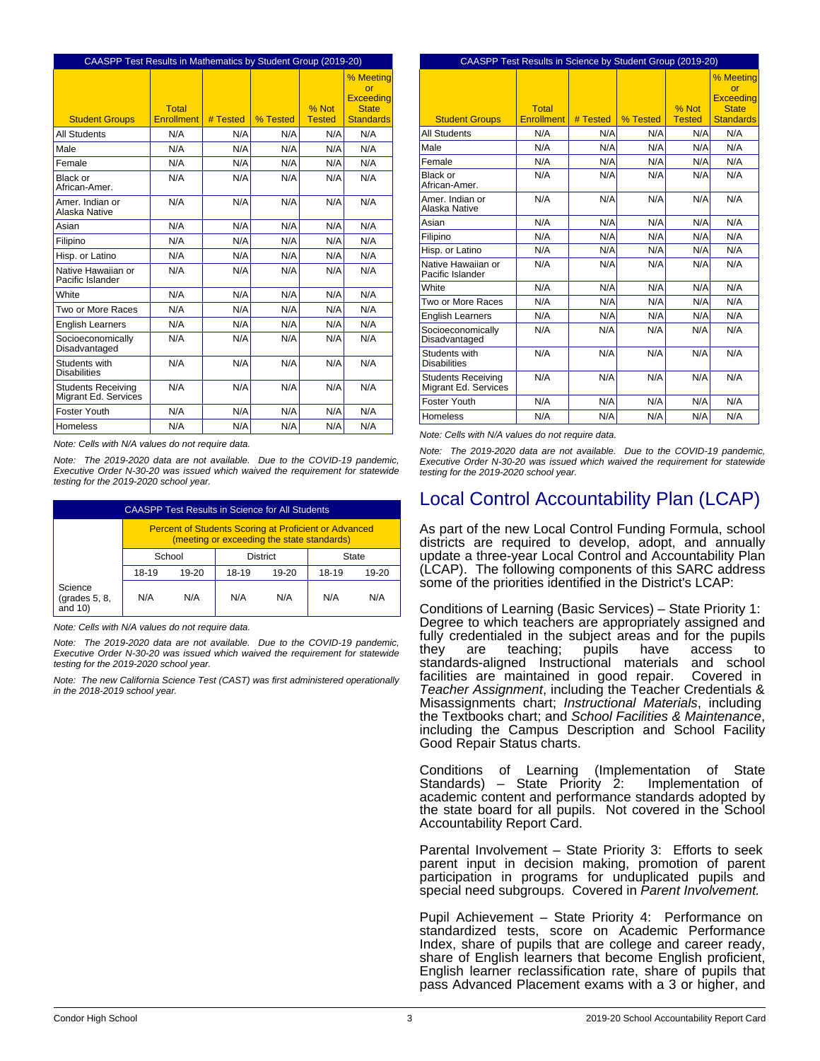| CAASPP Test Results in Mathematics by Student Group (2019-20) | | | | | |
|---|---|---|---|---|---|
| Student Groups | Total Enrollment | # Tested | % Tested | % Not Tested | % Meeting or Exceeding State Standards |
| All Students | N/A | N/A | N/A | N/A | N/A |
| Male | N/A | N/A | N/A | N/A | N/A |
| Female | N/A | N/A | N/A | N/A | N/A |
| Black or African-Amer. | N/A | N/A | N/A | N/A | N/A |
| Amer. Indian or Alaska Native | N/A | N/A | N/A | N/A | N/A |
| Asian | N/A | N/A | N/A | N/A | N/A |
| Filipino | N/A | N/A | N/A | N/A | N/A |
| Hisp. or Latino | N/A | N/A | N/A | N/A | N/A |
| Native Hawaiian or Pacific Islander | N/A | N/A | N/A | N/A | N/A |
| White | N/A | N/A | N/A | N/A | N/A |
| Two or More Races | N/A | N/A | N/A | N/A | N/A |
| English Learners | N/A | N/A | N/A | N/A | N/A |
| Socioeconomically Disadvantaged | N/A | N/A | N/A | N/A | N/A |
| Students with Disabilities | N/A | N/A | N/A | N/A | N/A |
| Students Receiving Migrant Ed. Services | N/A | N/A | N/A | N/A | N/A |
| Foster Youth | N/A | N/A | N/A | N/A | N/A |
| Homeless | N/A | N/A | N/A | N/A | N/A |

*Note: Cells with N/A values do not require data.*

*Note: The 2019-2020 data are not available. Due to the COVID-19 pandemic, Executive Order N-30-20 was issued which waived the requirement for statewide testing for the 2019-2020 school year.*

| CAASPP Test Results in Science for All Students | | | | | | |
|---|---|---|---|---|---|---|
| | Percent of Students Scoring at Proficient or Advanced (meeting or exceeding the state standards) | | | | | |
| | School | | District | | State | |
| | 18-19 | 19-20 | 18-19 | 19-20 | 18-19 | 19-20 |
| Science (grades 5, 8, and 10) | N/A | N/A | N/A | N/A | N/A | N/A |

*Note: Cells with N/A values do not require data.*

*Note: The 2019-2020 data are not available. Due to the COVID-19 pandemic, Executive Order N-30-20 was issued which waived the requirement for statewide testing for the 2019-2020 school year.*

*Note: The new California Science Test (CAST) was first administered operationally in the 2018-2019 school year.*

| CAASPP Test Results in Science by Student Group (2019-20) | | | | | |
|---|---|---|---|---|---|
| Student Groups | Total Enrollment | # Tested | % Tested | % Not Tested | % Meeting or Exceeding State Standards |
| All Students | N/A | N/A | N/A | N/A | N/A |
| Male | N/A | N/A | N/A | N/A | N/A |
| Female | N/A | N/A | N/A | N/A | N/A |
| Black or African-Amer. | N/A | N/A | N/A | N/A | N/A |
| Amer. Indian or Alaska Native | N/A | N/A | N/A | N/A | N/A |
| Asian | N/A | N/A | N/A | N/A | N/A |
| Filipino | N/A | N/A | N/A | N/A | N/A |
| Hisp. or Latino | N/A | N/A | N/A | N/A | N/A |
| Native Hawaiian or Pacific Islander | N/A | N/A | N/A | N/A | N/A |
| White | N/A | N/A | N/A | N/A | N/A |
| Two or More Races | N/A | N/A | N/A | N/A | N/A |
| English Learners | N/A | N/A | N/A | N/A | N/A |
| Socioeconomically Disadvantaged | N/A | N/A | N/A | N/A | N/A |
| Students with Disabilities | N/A | N/A | N/A | N/A | N/A |
| Students Receiving Migrant Ed. Services | N/A | N/A | N/A | N/A | N/A |
| Foster Youth | N/A | N/A | N/A | N/A | N/A |
| Homeless | N/A | N/A | N/A | N/A | N/A |

*Note: Cells with N/A values do not require data.*

*Note: The 2019-2020 data are not available. Due to the COVID-19 pandemic, Executive Order N-30-20 was issued which waived the requirement for statewide testing for the 2019-2020 school year.*

# Local Control Accountability Plan (LCAP)

As part of the new Local Control Funding Formula, school districts are required to develop, adopt, and annually update a three-year Local Control and Accountability Plan (LCAP). The following components of this SARC address some of the priorities identified in the District's LCAP:

Conditions of Learning (Basic Services) – State Priority 1: Degree to which teachers are appropriately assigned and fully credentialed in the subject areas and for the pupils they are teaching; pupils have access to standards-aligned Instructional materials and school facilities are maintained in good repair. Covered in *Teacher Assignment*, including the Teacher Credentials & Misassignments chart; *Instructional Materials*, including the Textbooks chart; and *School Facilities & Maintenance*, including the Campus Description and School Facility Good Repair Status charts.

Conditions of Learning (Implementation of State Standards) – State Priority 2: Implementation of academic content and performance standards adopted by the state board for all pupils. Not covered in the School Accountability Report Card.

Parental Involvement – State Priority 3: Efforts to seek parent input in decision making, promotion of parent participation in programs for unduplicated pupils and special need subgroups. Covered in *Parent Involvement.*

Pupil Achievement – State Priority 4: Performance on standardized tests, score on Academic Performance Index, share of pupils that are college and career ready, share of English learners that become English proficient, English learner reclassification rate, share of pupils that pass Advanced Placement exams with a 3 or higher, and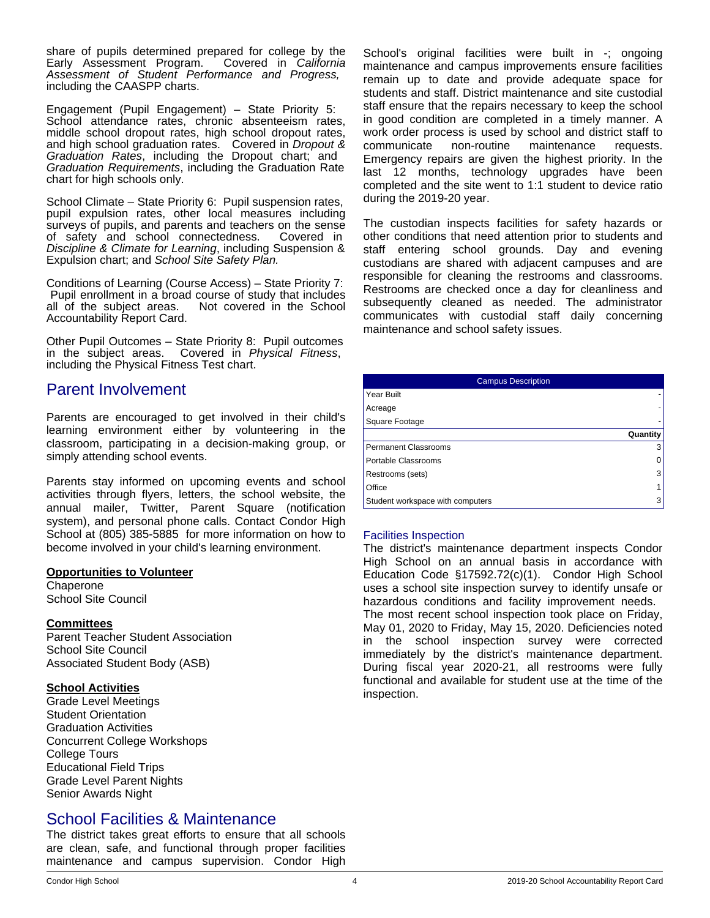share of pupils determined prepared for college by the Early Assessment Program. Covered in *California Assessment of Student Performance and Progress,* including the CAASPP charts.

Engagement (Pupil Engagement) – State Priority 5: School attendance rates, chronic absenteeism rates, middle school dropout rates, high school dropout rates, and high school graduation rates. Covered in *Dropout & Graduation Rates*, including the Dropout chart; and *Graduation Requirements*, including the Graduation Rate chart for high schools only.

School Climate – State Priority 6: Pupil suspension rates, pupil expulsion rates, other local measures including surveys of pupils, and parents and teachers on the sense of safety and school connectedness. Covered in *Discipline & Climate for Learning*, including Suspension & Expulsion chart; and *School Site Safety Plan.*

Conditions of Learning (Course Access) – State Priority 7: Pupil enrollment in a broad course of study that includes all of the subject areas. Not covered in the School Accountability Report Card.

Other Pupil Outcomes – State Priority 8: Pupil outcomes in the subject areas. Covered in *Physical Fitness*, including the Physical Fitness Test chart.

## Parent Involvement

Parents are encouraged to get involved in their child's learning environment either by volunteering in the classroom, participating in a decision-making group, or simply attending school events.

Parents stay informed on upcoming events and school activities through flyers, letters, the school website, the annual mailer, Twitter, Parent Square (notification system), and personal phone calls. Contact Condor High School at (805) 385-5885 for more information on how to become involved in your child's learning environment.

**Opportunities to Volunteer**

Chaperone
School Site Council

**Committees**

Parent Teacher Student Association
School Site Council
Associated Student Body (ASB)

**School Activities**

Grade Level Meetings
Student Orientation
Graduation Activities
Concurrent College Workshops
College Tours
Educational Field Trips
Grade Level Parent Nights
Senior Awards Night

## School Facilities & Maintenance

The district takes great efforts to ensure that all schools are clean, safe, and functional through proper facilities maintenance and campus supervision. Condor High School's original facilities were built in -; ongoing maintenance and campus improvements ensure facilities remain up to date and provide adequate space for students and staff. District maintenance and site custodial staff ensure that the repairs necessary to keep the school in good condition are completed in a timely manner. A work order process is used by school and district staff to communicate non-routine maintenance requests. Emergency repairs are given the highest priority. In the last 12 months, technology upgrades have been completed and the site went to 1:1 student to device ratio during the 2019-20 year.

The custodian inspects facilities for safety hazards or other conditions that need attention prior to students and staff entering school grounds. Day and evening custodians are shared with adjacent campuses and are responsible for cleaning the restrooms and classrooms. Restrooms are checked once a day for cleanliness and subsequently cleaned as needed. The administrator communicates with custodial staff daily concerning maintenance and school safety issues.

| Campus Description | |
|---|---|
| Year Built | - |
| Acreage | - |
| Square Footage | - |
| | **Quantity** |
| Permanent Classrooms | 3 |
| Portable Classrooms | 0 |
| Restrooms (sets) | 3 |
| Office | 1 |
| Student workspace with computers | 3 |

### Facilities Inspection

The district's maintenance department inspects Condor High School on an annual basis in accordance with Education Code §17592.72(c)(1). Condor High School uses a school site inspection survey to identify unsafe or hazardous conditions and facility improvement needs. The most recent school inspection took place on Friday, May 01, 2020 to Friday, May 15, 2020. Deficiencies noted in the school inspection survey were corrected immediately by the district's maintenance department. During fiscal year 2020-21, all restrooms were fully functional and available for student use at the time of the inspection.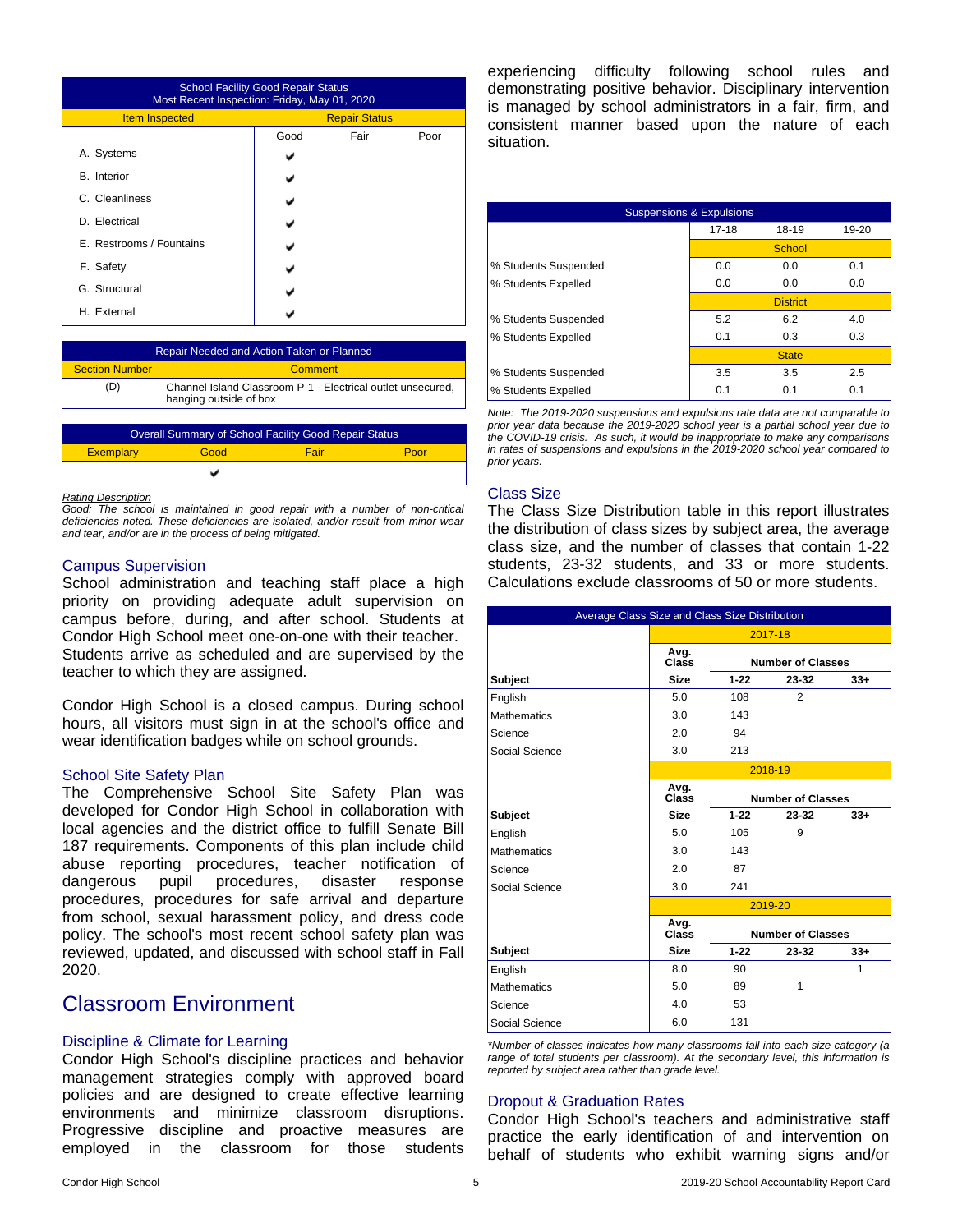| School Facility Good Repair Status<br>Most Recent Inspection: Friday, May 01, 2020 | | | |
|---|---|---|---|
| Item Inspected | Repair Status | | |
| | Good | Fair | Poor |
| A. Systems | ✔ | | |
| B. Interior | ✔ | | |
| C. Cleanliness | ✔ | | |
| D. Electrical | ✔ | | |
| E. Restrooms / Fountains | ✔ | | |
| F. Safety | ✔ | | |
| G. Structural | ✔ | | |
| H. External | ✔ | | |

| Repair Needed and Action Taken or Planned | |
|---|---|
| Section Number | Comment |
| (D) | Channel Island Classroom P-1 - Electrical outlet unsecured, hanging outside of box |

| Overall Summary of School Facility Good Repair Status | | | |
|---|---|---|---|
| Exemplary | Good | Fair | Poor |
| | ✔ | | |

*Rating Description*
*Good: The school is maintained in good repair with a number of non-critical deficiencies noted. These deficiencies are isolated, and/or result from minor wear and tear, and/or are in the process of being mitigated.*

### Campus Supervision

School administration and teaching staff place a high priority on providing adequate adult supervision on campus before, during, and after school. Students at Condor High School meet one-on-one with their teacher. Students arrive as scheduled and are supervised by the teacher to which they are assigned.

Condor High School is a closed campus. During school hours, all visitors must sign in at the school's office and wear identification badges while on school grounds.

### School Site Safety Plan

The Comprehensive School Site Safety Plan was developed for Condor High School in collaboration with local agencies and the district office to fulfill Senate Bill 187 requirements. Components of this plan include child abuse reporting procedures, teacher notification of dangerous pupil procedures, disaster response procedures, procedures for safe arrival and departure from school, sexual harassment policy, and dress code policy. The school's most recent school safety plan was reviewed, updated, and discussed with school staff in Fall 2020.

## Classroom Environment

### Discipline & Climate for Learning

Condor High School's discipline practices and behavior management strategies comply with approved board policies and are designed to create effective learning environments and minimize classroom disruptions. Progressive discipline and proactive measures are employed in the classroom for those students experiencing difficulty following school rules and demonstrating positive behavior. Disciplinary intervention is managed by school administrators in a fair, firm, and consistent manner based upon the nature of each situation.

| Suspensions & Expulsions | | | |
|---|---|---|---|
| | 17-18 | 18-19 | 19-20 |
| | School | | |
| % Students Suspended | 0.0 | 0.0 | 0.1 |
| % Students Expelled | 0.0 | 0.0 | 0.0 |
| | District | | |
| % Students Suspended | 5.2 | 6.2 | 4.0 |
| % Students Expelled | 0.1 | 0.3 | 0.3 |
| | State | | |
| % Students Suspended | 3.5 | 3.5 | 2.5 |
| % Students Expelled | 0.1 | 0.1 | 0.1 |

*Note: The 2019-2020 suspensions and expulsions rate data are not comparable to prior year data because the 2019-2020 school year is a partial school year due to the COVID-19 crisis. As such, it would be inappropriate to make any comparisons in rates of suspensions and expulsions in the 2019-2020 school year compared to prior years.*

### Class Size

The Class Size Distribution table in this report illustrates the distribution of class sizes by subject area, the average class size, and the number of classes that contain 1-22 students, 23-32 students, and 33 or more students. Calculations exclude classrooms of 50 or more students.

| Average Class Size and Class Size Distribution | | | | |
|---|---|---|---|---|
| | 2017-18 | | | |
| | Avg. Class | Number of Classes | | |
| Subject | Size | 1-22 | 23-32 | 33+ |
| English | 5.0 | 108 | 2 | |
| Mathematics | 3.0 | 143 | | |
| Science | 2.0 | 94 | | |
| Social Science | 3.0 | 213 | | |
| | 2018-19 | | | |
| | Avg. Class | Number of Classes | | |
| Subject | Size | 1-22 | 23-32 | 33+ |
| English | 5.0 | 105 | 9 | |
| Mathematics | 3.0 | 143 | | |
| Science | 2.0 | 87 | | |
| Social Science | 3.0 | 241 | | |
| | 2019-20 | | | |
| | Avg. Class | Number of Classes | | |
| Subject | Size | 1-22 | 23-32 | 33+ |
| English | 8.0 | 90 | | 1 |
| Mathematics | 5.0 | 89 | 1 | |
| Science | 4.0 | 53 | | |
| Social Science | 6.0 | 131 | | |

*\*Number of classes indicates how many classrooms fall into each size category (a range of total students per classroom). At the secondary level, this information is reported by subject area rather than grade level.*

### Dropout & Graduation Rates

Condor High School's teachers and administrative staff practice the early identification of and intervention on behalf of students who exhibit warning signs and/or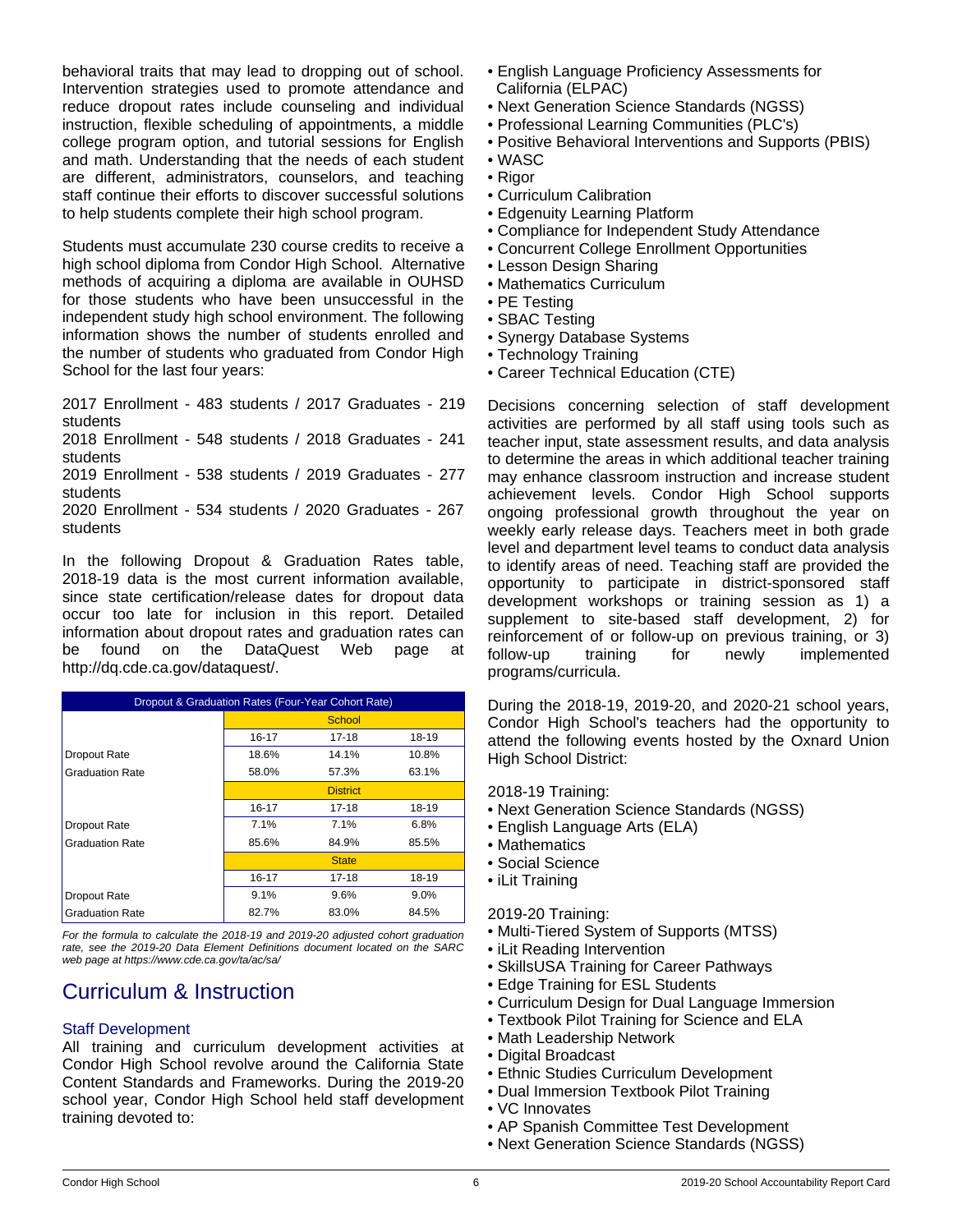behavioral traits that may lead to dropping out of school. Intervention strategies used to promote attendance and reduce dropout rates include counseling and individual instruction, flexible scheduling of appointments, a middle college program option, and tutorial sessions for English and math. Understanding that the needs of each student are different, administrators, counselors, and teaching staff continue their efforts to discover successful solutions to help students complete their high school program.

Students must accumulate 230 course credits to receive a high school diploma from Condor High School. Alternative methods of acquiring a diploma are available in OUHSD for those students who have been unsuccessful in the independent study high school environment. The following information shows the number of students enrolled and the number of students who graduated from Condor High School for the last four years:

2017 Enrollment - 483 students / 2017 Graduates - 219 students
2018 Enrollment - 548 students / 2018 Graduates - 241 students
2019 Enrollment - 538 students / 2019 Graduates - 277 students
2020 Enrollment - 534 students / 2020 Graduates - 267 students

In the following Dropout & Graduation Rates table, 2018-19 data is the most current information available, since state certification/release dates for dropout data occur too late for inclusion in this report. Detailed information about dropout rates and graduation rates can be found on the DataQuest Web page at http://dq.cde.ca.gov/dataquest/.

| Dropout & Graduation Rates (Four-Year Cohort Rate) | | | |
|---|---|---|---|
| | School | | |
| | 16-17 | 17-18 | 18-19 |
| Dropout Rate | 18.6% | 14.1% | 10.8% |
| Graduation Rate | 58.0% | 57.3% | 63.1% |
| | District | | |
| | 16-17 | 17-18 | 18-19 |
| Dropout Rate | 7.1% | 7.1% | 6.8% |
| Graduation Rate | 85.6% | 84.9% | 85.5% |
| | State | | |
| | 16-17 | 17-18 | 18-19 |
| Dropout Rate | 9.1% | 9.6% | 9.0% |
| Graduation Rate | 82.7% | 83.0% | 84.5% |

*For the formula to calculate the 2018-19 and 2019-20 adjusted cohort graduation rate, see the 2019-20 Data Element Definitions document located on the SARC web page at https://www.cde.ca.gov/ta/ac/sa/*

# Curriculum & Instruction

## Staff Development

All training and curriculum development activities at Condor High School revolve around the California State Content Standards and Frameworks. During the 2019-20 school year, Condor High School held staff development training devoted to:

- English Language Proficiency Assessments for California (ELPAC)
- Next Generation Science Standards (NGSS)
- Professional Learning Communities (PLC's)
- Positive Behavioral Interventions and Supports (PBIS)
- WASC
- Rigor
- Curriculum Calibration
- Edgenuity Learning Platform
- Compliance for Independent Study Attendance
- Concurrent College Enrollment Opportunities
- Lesson Design Sharing
- Mathematics Curriculum
- PE Testing
- SBAC Testing
- Synergy Database Systems
- Technology Training
- Career Technical Education (CTE)

Decisions concerning selection of staff development activities are performed by all staff using tools such as teacher input, state assessment results, and data analysis to determine the areas in which additional teacher training may enhance classroom instruction and increase student achievement levels. Condor High School supports ongoing professional growth throughout the year on weekly early release days. Teachers meet in both grade level and department level teams to conduct data analysis to identify areas of need. Teaching staff are provided the opportunity to participate in district-sponsored staff development workshops or training session as 1) a supplement to site-based staff development, 2) for reinforcement of or follow-up on previous training, or 3) follow-up training for newly implemented programs/curricula.

During the 2018-19, 2019-20, and 2020-21 school years, Condor High School's teachers had the opportunity to attend the following events hosted by the Oxnard Union High School District:

2018-19 Training:

- Next Generation Science Standards (NGSS)
- English Language Arts (ELA)
- Mathematics
- Social Science
- iLit Training

2019-20 Training:

- Multi-Tiered System of Supports (MTSS)
- iLit Reading Intervention
- SkillsUSA Training for Career Pathways
- Edge Training for ESL Students
- Curriculum Design for Dual Language Immersion
- Textbook Pilot Training for Science and ELA
- Math Leadership Network
- Digital Broadcast
- Ethnic Studies Curriculum Development
- Dual Immersion Textbook Pilot Training
- VC Innovates
- AP Spanish Committee Test Development
- Next Generation Science Standards (NGSS)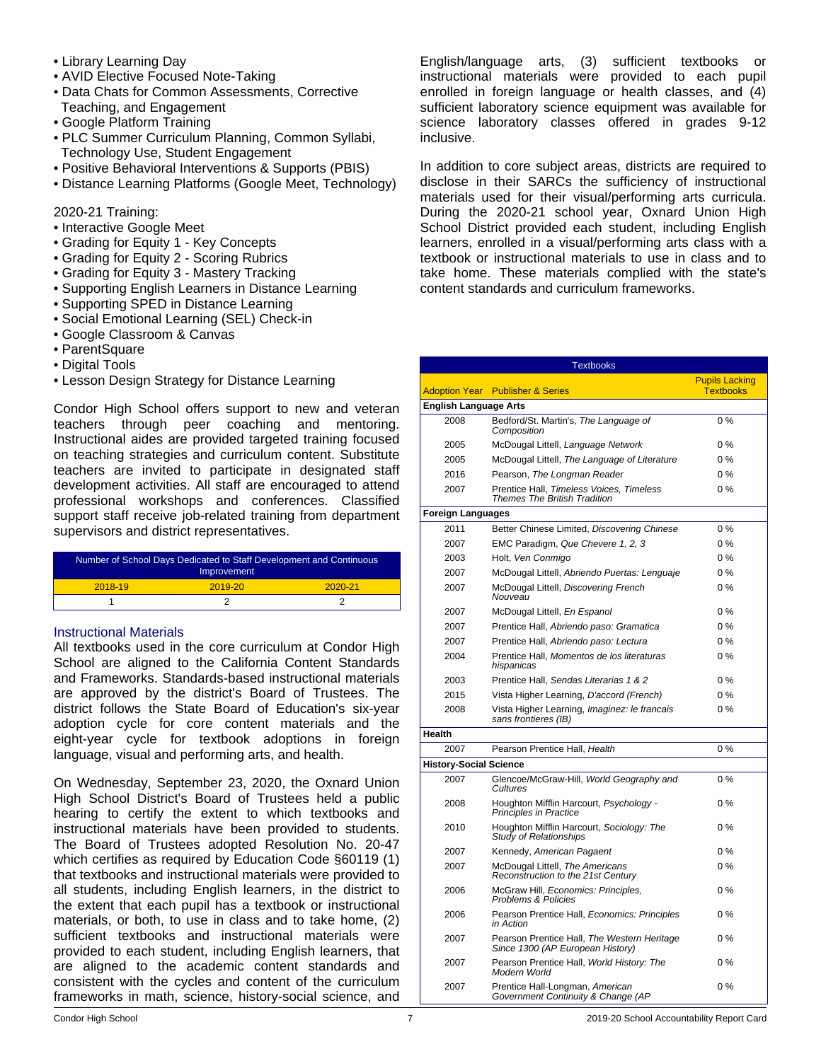- Library Learning Day
- AVID Elective Focused Note-Taking
- Data Chats for Common Assessments, Corrective Teaching, and Engagement
- Google Platform Training
- PLC Summer Curriculum Planning, Common Syllabi, Technology Use, Student Engagement
- Positive Behavioral Interventions & Supports (PBIS)
- Distance Learning Platforms (Google Meet, Technology)

2020-21 Training:

- Interactive Google Meet
- Grading for Equity 1 - Key Concepts
- Grading for Equity 2 - Scoring Rubrics
- Grading for Equity 3 - Mastery Tracking
- Supporting English Learners in Distance Learning
- Supporting SPED in Distance Learning
- Social Emotional Learning (SEL) Check-in
- Google Classroom & Canvas
- ParentSquare
- Digital Tools
- Lesson Design Strategy for Distance Learning

Condor High School offers support to new and veteran teachers through peer coaching and mentoring. Instructional aides are provided targeted training focused on teaching strategies and curriculum content. Substitute teachers are invited to participate in designated staff development activities. All staff are encouraged to attend professional workshops and conferences. Classified support staff receive job-related training from department supervisors and district representatives.

| Number of School Days Dedicated to Staff Development and Continuous Improvement | | |
|---|---|---|
| 2018-19 | 2019-20 | 2020-21 |
| 1 | 2 | 2 |

## Instructional Materials

All textbooks used in the core curriculum at Condor High School are aligned to the California Content Standards and Frameworks. Standards-based instructional materials are approved by the district's Board of Trustees. The district follows the State Board of Education's six-year adoption cycle for core content materials and the eight-year cycle for textbook adoptions in foreign language, visual and performing arts, and health.

On Wednesday, September 23, 2020, the Oxnard Union High School District's Board of Trustees held a public hearing to certify the extent to which textbooks and instructional materials have been provided to students. The Board of Trustees adopted Resolution No. 20-47 which certifies as required by Education Code §60119 (1) that textbooks and instructional materials were provided to all students, including English learners, in the district to the extent that each pupil has a textbook or instructional materials, or both, to use in class and to take home, (2) sufficient textbooks and instructional materials were provided to each student, including English learners, that are aligned to the academic content standards and consistent with the cycles and content of the curriculum frameworks in math, science, history-social science, and English/language arts, (3) sufficient textbooks or instructional materials were provided to each pupil enrolled in foreign language or health classes, and (4) sufficient laboratory science equipment was available for science laboratory classes offered in grades 9-12 inclusive.

In addition to core subject areas, districts are required to disclose in their SARCs the sufficiency of instructional materials used for their visual/performing arts curricula. During the 2020-21 school year, Oxnard Union High School District provided each student, including English learners, enrolled in a visual/performing arts class with a textbook or instructional materials to use in class and to take home. These materials complied with the state's content standards and curriculum frameworks.

| Textbooks | | |
|---|---|---|
| Adoption Year | Publisher & Series | Pupils Lacking Textbooks |
| **English Language Arts** | | |
| 2008 | Bedford/St. Martin's, *The Language of Composition* | 0 % |
| 2005 | McDougal Littell, *Language Network* | 0 % |
| 2005 | McDougal Littell, *The Language of Literature* | 0 % |
| 2016 | Pearson, *The Longman Reader* | 0 % |
| 2007 | Prentice Hall, *Timeless Voices, Timeless Themes The British Tradition* | 0 % |
| **Foreign Languages** | | |
| 2011 | Better Chinese Limited, *Discovering Chinese* | 0 % |
| 2007 | EMC Paradigm, *Que Chevere 1, 2, 3* | 0 % |
| 2003 | Holt, *Ven Conmigo* | 0 % |
| 2007 | McDougal Littell, *Abriendo Puertas: Lenguaje* | 0 % |
| 2007 | McDougal Littell, *Discovering French Nouveau* | 0 % |
| 2007 | McDougal Littell, *En Espanol* | 0 % |
| 2007 | Prentice Hall, *Abriendo paso: Gramatica* | 0 % |
| 2007 | Prentice Hall, *Abriendo paso: Lectura* | 0 % |
| 2004 | Prentice Hall, *Momentos de los literaturas hispanicas* | 0 % |
| 2003 | Prentice Hall, *Sendas Literarias 1 & 2* | 0 % |
| 2015 | Vista Higher Learning, *D'accord (French)* | 0 % |
| 2008 | Vista Higher Learning, *Imaginez: le francais sans frontieres (IB)* | 0 % |
| **Health** | | |
| 2007 | Pearson Prentice Hall, *Health* | 0 % |
| **History-Social Science** | | |
| 2007 | Glencoe/McGraw-Hill, *World Geography and Cultures* | 0 % |
| 2008 | Houghton Mifflin Harcourt, *Psychology - Principles in Practice* | 0 % |
| 2010 | Houghton Mifflin Harcourt, *Sociology: The Study of Relationships* | 0 % |
| 2007 | Kennedy, *American Pagaent* | 0 % |
| 2007 | McDougal Littell, *The Americans Reconstruction to the 21st Century* | 0 % |
| 2006 | McGraw Hill, *Economics: Principles, Problems & Policies* | 0 % |
| 2006 | Pearson Prentice Hall, *Economics: Principles in Action* | 0 % |
| 2007 | Pearson Prentice Hall, *The Western Heritage Since 1300 (AP European History)* | 0 % |
| 2007 | Pearson Prentice Hall, *World History: The Modern World* | 0 % |
| 2007 | Prentice Hall-Longman, *American Government Continuity & Change (AP* | 0 % |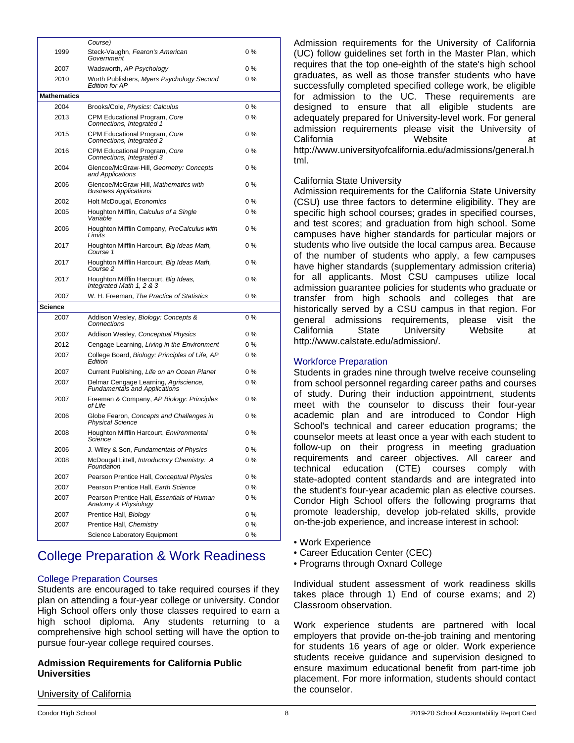| | Course) | |
|---|---|---|
| 1999 | Steck-Vaughn, *Fearon's American Government* | 0 % |
| 2007 | Wadsworth, *AP Psychology* | 0 % |
| 2010 | Worth Publishers, *Myers Psychology Second Edition for AP* | 0 % |
| **Mathematics** | | |
| 2004 | Brooks/Cole, *Physics: Calculus* | 0 % |
| 2013 | CPM Educational Program, *Core Connections, Integrated 1* | 0 % |
| 2015 | CPM Educational Program, *Core Connections, Integrated 2* | 0 % |
| 2016 | CPM Educational Program, *Core Connections, Integrated 3* | 0 % |
| 2004 | Glencoe/McGraw-Hill, *Geometry: Concepts and Applications* | 0 % |
| 2006 | Glencoe/McGraw-Hill, *Mathematics with Business Applications* | 0 % |
| 2002 | Holt McDougal, *Economics* | 0 % |
| 2005 | Houghton Mifflin, *Calculus of a Single Variable* | 0 % |
| 2006 | Houghton Mifflin Company, *PreCalculus with Limits* | 0 % |
| 2017 | Houghton Mifflin Harcourt, *Big Ideas Math, Course 1* | 0 % |
| 2017 | Houghton Mifflin Harcourt, *Big Ideas Math, Course 2* | 0 % |
| 2017 | Houghton Mifflin Harcourt, *Big Ideas, Integrated Math 1, 2 & 3* | 0 % |
| 2007 | W. H. Freeman, *The Practice of Statistics* | 0 % |
| **Science** | | |
| 2007 | Addison Wesley, *Biology: Concepts & Connections* | 0 % |
| 2007 | Addison Wesley, *Conceptual Physics* | 0 % |
| 2012 | Cengage Learning, *Living in the Environment* | 0 % |
| 2007 | College Board, *Biology: Principles of Life, AP Edition* | 0 % |
| 2007 | Current Publishing, *Life on an Ocean Planet* | 0 % |
| 2007 | Delmar Cengage Learning, *Agriscience, Fundamentals and Applications* | 0 % |
| 2007 | Freeman & Company, *AP Biology: Principles of Life* | 0 % |
| 2006 | Globe Fearon, *Concepts and Challenges in Physical Science* | 0 % |
| 2008 | Houghton Mifflin Harcourt, *Environmental Science* | 0 % |
| 2006 | J. Wiley & Son, *Fundamentals of Physics* | 0 % |
| 2008 | McDougal Littell, *Introductory Chemistry: A Foundation* | 0 % |
| 2007 | Pearson Prentice Hall, *Conceptual Physics* | 0 % |
| 2007 | Pearson Prentice Hall, *Earth Science* | 0 % |
| 2007 | Pearson Prentice Hall, *Essentials of Human Anatomy & Physiology* | 0 % |
| 2007 | Prentice Hall, *Biology* | 0 % |
| 2007 | Prentice Hall, *Chemistry* | 0 % |
| | Science Laboratory Equipment | 0 % |

# College Preparation & Work Readiness

## College Preparation Courses

Students are encouraged to take required courses if they plan on attending a four-year college or university. Condor High School offers only those classes required to earn a high school diploma. Any students returning to a comprehensive high school setting will have the option to pursue four-year college required courses.

### Admission Requirements for California Public Universities

University of California

Admission requirements for the University of California (UC) follow guidelines set forth in the Master Plan, which requires that the top one-eighth of the state's high school graduates, as well as those transfer students who have successfully completed specified college work, be eligible for admission to the UC. These requirements are designed to ensure that all eligible students are adequately prepared for University-level work. For general admission requirements please visit the University of California Website at http://www.universityofcalifornia.edu/admissions/general.html.

California State University

Admission requirements for the California State University (CSU) use three factors to determine eligibility. They are specific high school courses; grades in specified courses, and test scores; and graduation from high school. Some campuses have higher standards for particular majors or students who live outside the local campus area. Because of the number of students who apply, a few campuses have higher standards (supplementary admission criteria) for all applicants. Most CSU campuses utilize local admission guarantee policies for students who graduate or transfer from high schools and colleges that are historically served by a CSU campus in that region. For general admissions requirements, please visit the California State University Website at http://www.calstate.edu/admission/.

## Workforce Preparation

Students in grades nine through twelve receive counseling from school personnel regarding career paths and courses of study. During their induction appointment, students meet with the counselor to discuss their four-year academic plan and are introduced to Condor High School's technical and career education programs; the counselor meets at least once a year with each student to follow-up on their progress in meeting graduation requirements and career objectives. All career and technical education (CTE) courses comply with state-adopted content standards and are integrated into the student's four-year academic plan as elective courses. Condor High School offers the following programs that promote leadership, develop job-related skills, provide on-the-job experience, and increase interest in school:

- Work Experience
- Career Education Center (CEC)
- Programs through Oxnard College

Individual student assessment of work readiness skills takes place through 1) End of course exams; and 2) Classroom observation.

Work experience students are partnered with local employers that provide on-the-job training and mentoring for students 16 years of age or older. Work experience students receive guidance and supervision designed to ensure maximum educational benefit from part-time job placement. For more information, students should contact the counselor.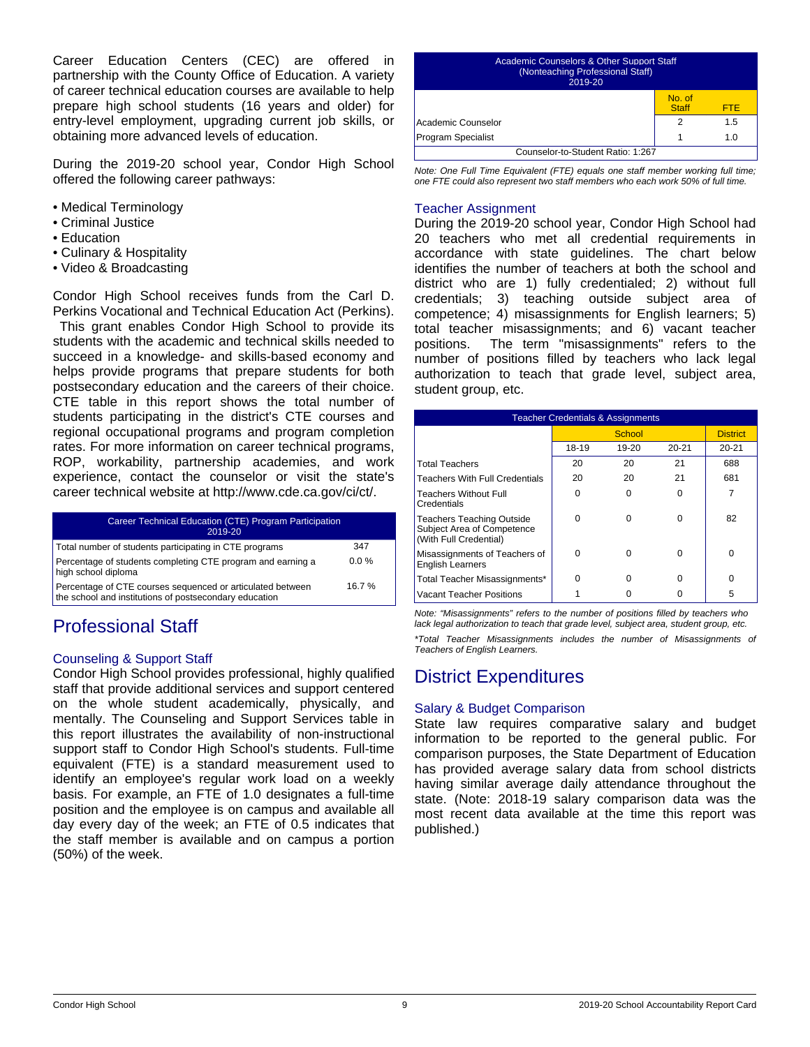Career Education Centers (CEC) are offered in partnership with the County Office of Education. A variety of career technical education courses are available to help prepare high school students (16 years and older) for entry-level employment, upgrading current job skills, or obtaining more advanced levels of education.

During the 2019-20 school year, Condor High School offered the following career pathways:

- Medical Terminology
- Criminal Justice
- Education
- Culinary & Hospitality
- Video & Broadcasting

Condor High School receives funds from the Carl D. Perkins Vocational and Technical Education Act (Perkins). This grant enables Condor High School to provide its students with the academic and technical skills needed to succeed in a knowledge- and skills-based economy and helps provide programs that prepare students for both postsecondary education and the careers of their choice. CTE table in this report shows the total number of students participating in the district's CTE courses and regional occupational programs and program completion rates. For more information on career technical programs, ROP, workability, partnership academies, and work experience, contact the counselor or visit the state's career technical website at http://www.cde.ca.gov/ci/ct/.

| Career Technical Education (CTE) Program Participation 2019-20 | |
|---|---|
| Total number of students participating in CTE programs | 347 |
| Percentage of students completing CTE program and earning a high school diploma | 0.0 % |
| Percentage of CTE courses sequenced or articulated between the school and institutions of postsecondary education | 16.7 % |

# Professional Staff

## Counseling & Support Staff

Condor High School provides professional, highly qualified staff that provide additional services and support centered on the whole student academically, physically, and mentally. The Counseling and Support Services table in this report illustrates the availability of non-instructional support staff to Condor High School's students. Full-time equivalent (FTE) is a standard measurement used to identify an employee's regular work load on a weekly basis. For example, an FTE of 1.0 designates a full-time position and the employee is on campus and available all day every day of the week; an FTE of 0.5 indicates that the staff member is available and on campus a portion (50%) of the week.

| Academic Counselors & Other Support Staff (Nonteaching Professional Staff) 2019-20 | | |
|---|---|---|
| | No. of Staff | FTE |
| Academic Counselor | 2 | 1.5 |
| Program Specialist | 1 | 1.0 |
| Counselor-to-Student Ratio: 1:267 | | |

*Note: One Full Time Equivalent (FTE) equals one staff member working full time; one FTE could also represent two staff members who each work 50% of full time.*

## Teacher Assignment

During the 2019-20 school year, Condor High School had 20 teachers who met all credential requirements in accordance with state guidelines. The chart below identifies the number of teachers at both the school and district who are 1) fully credentialed; 2) without full credentials; 3) teaching outside subject area of competence; 4) misassignments for English learners; 5) total teacher misassignments; and 6) vacant teacher positions. The term "misassignments" refers to the number of positions filled by teachers who lack legal authorization to teach that grade level, subject area, student group, etc.

| Teacher Credentials & Assignments | | | | |
|---|---|---|---|---|
| | School | | | District |
| | 18-19 | 19-20 | 20-21 | 20-21 |
| Total Teachers | 20 | 20 | 21 | 688 |
| Teachers With Full Credentials | 20 | 20 | 21 | 681 |
| Teachers Without Full Credentials | 0 | 0 | 0 | 7 |
| Teachers Teaching Outside Subject Area of Competence (With Full Credential) | 0 | 0 | 0 | 82 |
| Misassignments of Teachers of English Learners | 0 | 0 | 0 | 0 |
| Total Teacher Misassignments* | 0 | 0 | 0 | 0 |
| Vacant Teacher Positions | 1 | 0 | 0 | 5 |

*Note: "Misassignments" refers to the number of positions filled by teachers who lack legal authorization to teach that grade level, subject area, student group, etc.*

*\*Total Teacher Misassignments includes the number of Misassignments of Teachers of English Learners.*

# District Expenditures

## Salary & Budget Comparison

State law requires comparative salary and budget information to be reported to the general public. For comparison purposes, the State Department of Education has provided average salary data from school districts having similar average daily attendance throughout the state. (Note: 2018-19 salary comparison data was the most recent data available at the time this report was published.)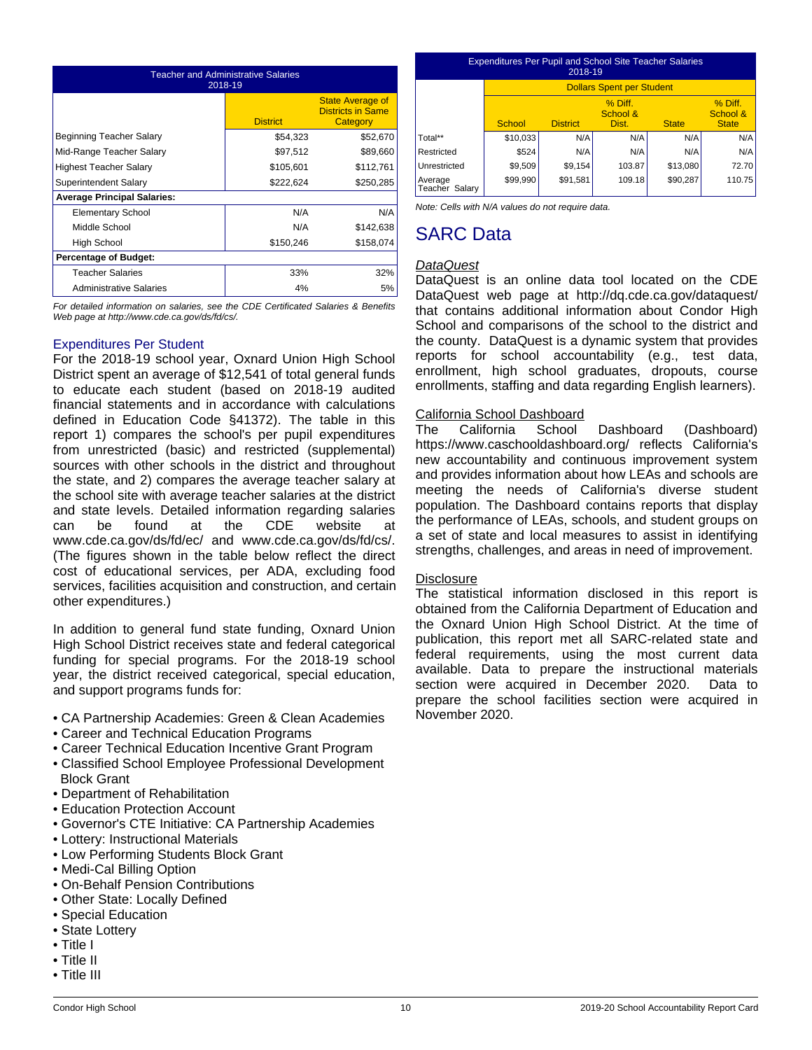| Teacher and Administrative Salaries 2018-19 | | |
|---|---|---|
| | District | State Average of Districts in Same Category |
| Beginning Teacher Salary | $54,323 | $52,670 |
| Mid-Range Teacher Salary | $97,512 | $89,660 |
| Highest Teacher Salary | $105,601 | $112,761 |
| Superintendent Salary | $222,624 | $250,285 |
| **Average Principal Salaries:** | | |
| Elementary School | N/A | N/A |
| Middle School | N/A | $142,638 |
| High School | $150,246 | $158,074 |
| **Percentage of Budget:** | | |
| Teacher Salaries | 33% | 32% |
| Administrative Salaries | 4% | 5% |

*For detailed information on salaries, see the CDE Certificated Salaries & Benefits Web page at http://www.cde.ca.gov/ds/fd/cs/.*

### Expenditures Per Student

For the 2018-19 school year, Oxnard Union High School District spent an average of $12,541 of total general funds to educate each student (based on 2018-19 audited financial statements and in accordance with calculations defined in Education Code §41372). The table in this report 1) compares the school's per pupil expenditures from unrestricted (basic) and restricted (supplemental) sources with other schools in the district and throughout the state, and 2) compares the average teacher salary at the school site with average teacher salaries at the district and state levels. Detailed information regarding salaries can be found at the CDE website at www.cde.ca.gov/ds/fd/ec/ and www.cde.ca.gov/ds/fd/cs/. (The figures shown in the table below reflect the direct cost of educational services, per ADA, excluding food services, facilities acquisition and construction, and certain other expenditures.)

In addition to general fund state funding, Oxnard Union High School District receives state and federal categorical funding for special programs. For the 2018-19 school year, the district received categorical, special education, and support programs funds for:

- CA Partnership Academies: Green & Clean Academies
- Career and Technical Education Programs
- Career Technical Education Incentive Grant Program
- Classified School Employee Professional Development Block Grant
- Department of Rehabilitation
- Education Protection Account
- Governor's CTE Initiative: CA Partnership Academies
- Lottery: Instructional Materials
- Low Performing Students Block Grant
- Medi-Cal Billing Option
- On-Behalf Pension Contributions
- Other State: Locally Defined
- Special Education
- State Lottery
- Title I
- Title II
- Title III

| Expenditures Per Pupil and School Site Teacher Salaries 2018-19 | | | | | |
|---|---|---|---|---|---|
| | Dollars Spent per Student | | | | |
| | School | District | % Diff. School & Dist. | State | % Diff. School & State |
| Total** | $10,033 | N/A | N/A | N/A | N/A |
| Restricted | $524 | N/A | N/A | N/A | N/A |
| Unrestricted | $9,509 | $9,154 | 103.87 | $13,080 | 72.70 |
| Average Teacher Salary | $99,990 | $91,581 | 109.18 | $90,287 | 110.75 |

*Note: Cells with N/A values do not require data.*

## SARC Data

*DataQuest*

DataQuest is an online data tool located on the CDE DataQuest web page at http://dq.cde.ca.gov/dataquest/ that contains additional information about Condor High School and comparisons of the school to the district and the county. DataQuest is a dynamic system that provides reports for school accountability (e.g., test data, enrollment, high school graduates, dropouts, course enrollments, staffing and data regarding English learners).

California School Dashboard

The California School Dashboard (Dashboard) https://www.caschooldashboard.org/ reflects California's new accountability and continuous improvement system and provides information about how LEAs and schools are meeting the needs of California's diverse student population. The Dashboard contains reports that display the performance of LEAs, schools, and student groups on a set of state and local measures to assist in identifying strengths, challenges, and areas in need of improvement.

Disclosure

The statistical information disclosed in this report is obtained from the California Department of Education and the Oxnard Union High School District. At the time of publication, this report met all SARC-related state and federal requirements, using the most current data available. Data to prepare the instructional materials section were acquired in December 2020. Data to prepare the school facilities section were acquired in November 2020.